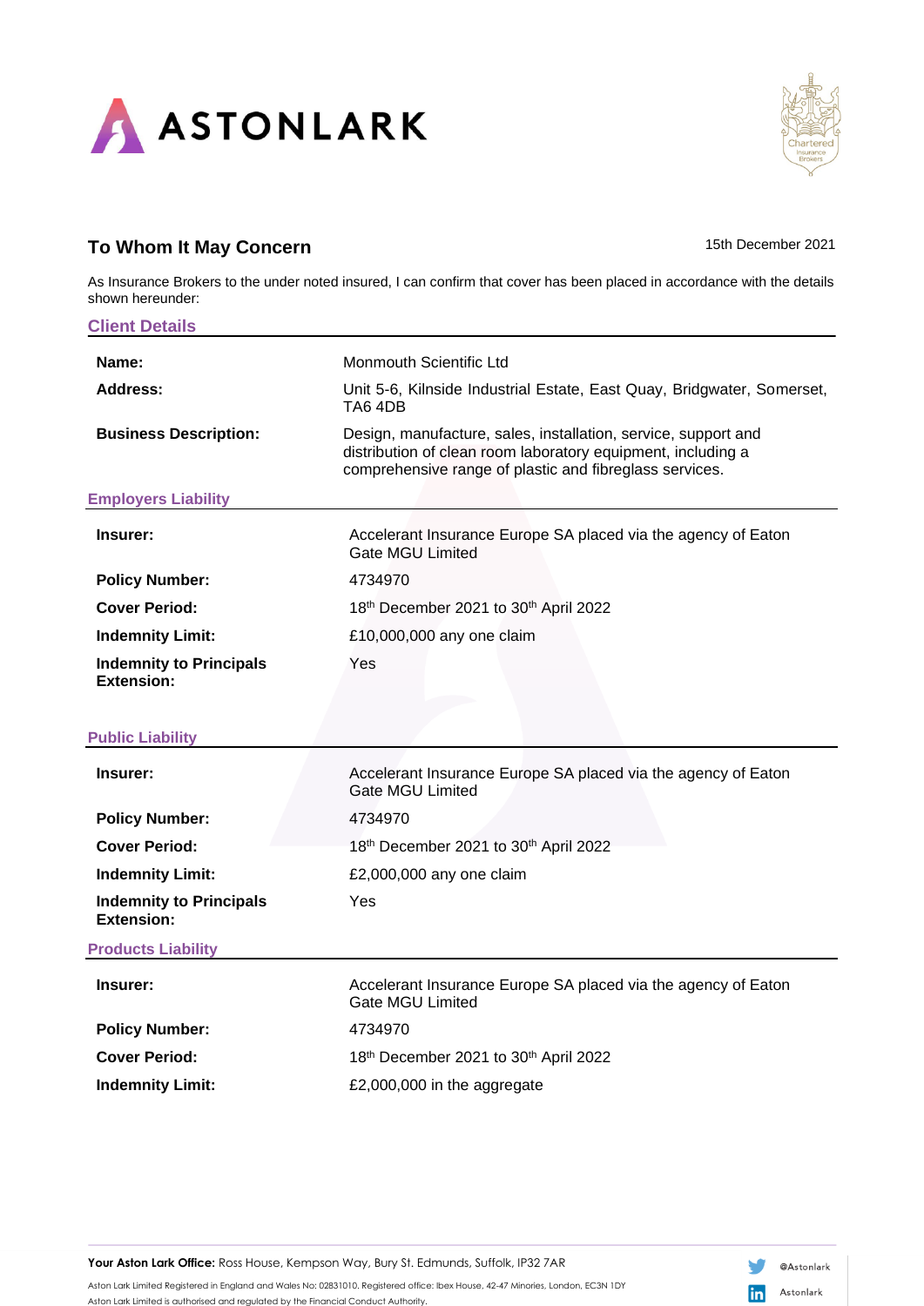ASTONLARK

## To Whom It May Concern

15th December 2021

As Insurance Brokers to the under noted insured, I can confirm that cover has been placed in accordance with the details shown hereunder:

### Client Details

| | |
|---|---|
| **Name:** | Monmouth Scientific Ltd |
| **Address:** | Unit 5-6, Kilnside Industrial Estate, East Quay, Bridgwater, Somerset, TA6 4DB |
| **Business Description:** | Design, manufacture, sales, installation, service, support and distribution of clean room laboratory equipment, including a comprehensive range of plastic and fibreglass services. |

### Employers Liability

| | |
|---|---|
| **Insurer:** | Accelerant Insurance Europe SA placed via the agency of Eaton Gate MGU Limited |
| **Policy Number:** | 4734970 |
| **Cover Period:** | 18th December 2021 to 30th April 2022 |
| **Indemnity Limit:** | £10,000,000 any one claim |
| **Indemnity to Principals Extension:** | Yes |

### Public Liability

| | |
|---|---|
| **Insurer:** | Accelerant Insurance Europe SA placed via the agency of Eaton Gate MGU Limited |
| **Policy Number:** | 4734970 |
| **Cover Period:** | 18th December 2021 to 30th April 2022 |
| **Indemnity Limit:** | £2,000,000 any one claim |
| **Indemnity to Principals Extension:** | Yes |

### Products Liability

| | |
|---|---|
| **Insurer:** | Accelerant Insurance Europe SA placed via the agency of Eaton Gate MGU Limited |
| **Policy Number:** | 4734970 |
| **Cover Period:** | 18th December 2021 to 30th April 2022 |
| **Indemnity Limit:** | £2,000,000 in the aggregate |

**Your Aston Lark Office:** Ross House, Kempson Way, Bury St. Edmunds, Suffolk, IP32 7AR

Aston Lark Limited Registered in England and Wales No: 02831010. Registered office: Ibex House, 42-47 Minories, London, EC3N 1DY
Aston Lark Limited is authorised and regulated by the Financial Conduct Authority.

@Astonlark
Astonlark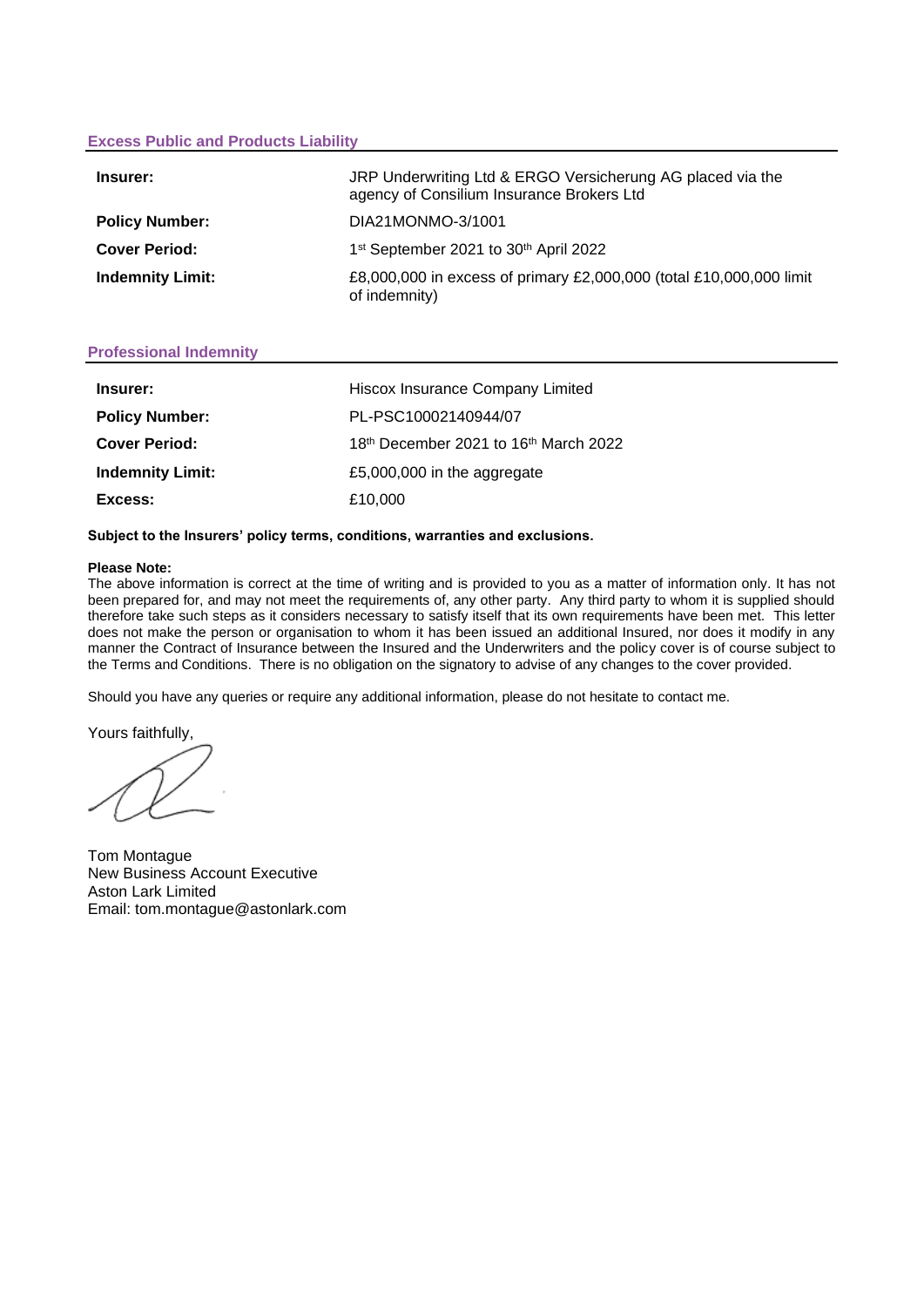## Excess Public and Products Liability

| | |
|---|---|
| **Insurer:** | JRP Underwriting Ltd & ERGO Versicherung AG placed via the agency of Consilium Insurance Brokers Ltd |
| **Policy Number:** | DIA21MONMO-3/1001 |
| **Cover Period:** | 1st September 2021 to 30th April 2022 |
| **Indemnity Limit:** | £8,000,000 in excess of primary £2,000,000 (total £10,000,000 limit of indemnity) |

## Professional Indemnity

| | |
|---|---|
| **Insurer:** | Hiscox Insurance Company Limited |
| **Policy Number:** | PL-PSC10002140944/07 |
| **Cover Period:** | 18th December 2021 to 16th March 2022 |
| **Indemnity Limit:** | £5,000,000 in the aggregate |
| **Excess:** | £10,000 |

**Subject to the Insurers' policy terms, conditions, warranties and exclusions.**

**Please Note:**
The above information is correct at the time of writing and is provided to you as a matter of information only. It has not been prepared for, and may not meet the requirements of, any other party. Any third party to whom it is supplied should therefore take such steps as it considers necessary to satisfy itself that its own requirements have been met. This letter does not make the person or organisation to whom it has been issued an additional Insured, nor does it modify in any manner the Contract of Insurance between the Insured and the Underwriters and the policy cover is of course subject to the Terms and Conditions. There is no obligation on the signatory to advise of any changes to the cover provided.

Should you have any queries or require any additional information, please do not hesitate to contact me.

Yours faithfully,

Tom Montague
New Business Account Executive
Aston Lark Limited
Email: tom.montague@astonlark.com